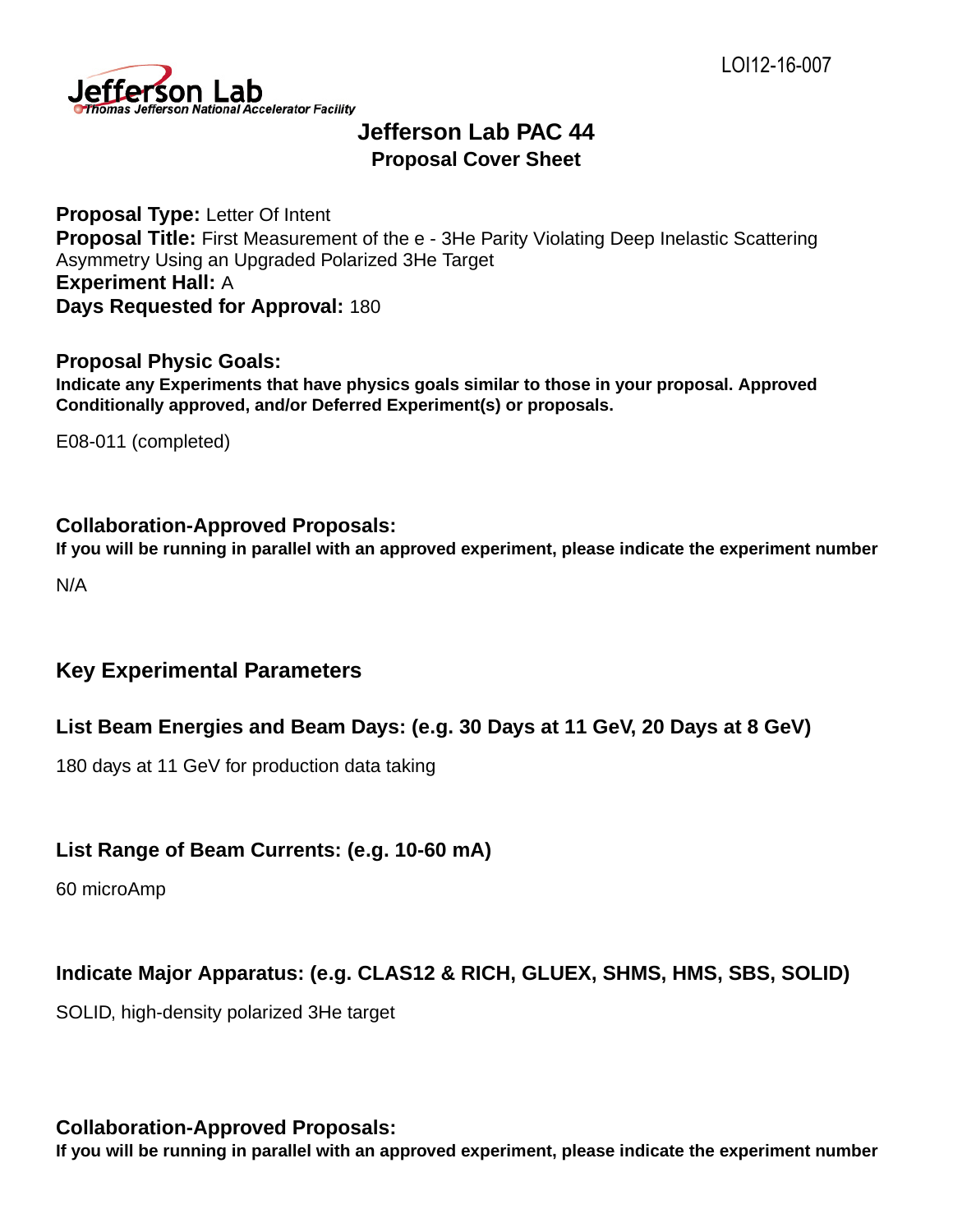LOI12-16-007

Jefferson Lab
Thomas Jefferson National Accelerator Facility

# Jefferson Lab PAC 44
## Proposal Cover Sheet

**Proposal Type:** Letter Of Intent
**Proposal Title:** First Measurement of the e - 3He Parity Violating Deep Inelastic Scattering Asymmetry Using an Upgraded Polarized 3He Target
**Experiment Hall:** A
**Days Requested for Approval:** 180

### Proposal Physic Goals:
**Indicate any Experiments that have physics goals similar to those in your proposal. Approved Conditionally approved, and/or Deferred Experiment(s) or proposals.**

E08-011 (completed)

### Collaboration-Approved Proposals:
**If you will be running in parallel with an approved experiment, please indicate the experiment number**

N/A

## Key Experimental Parameters

### List Beam Energies and Beam Days: (e.g. 30 Days at 11 GeV, 20 Days at 8 GeV)

180 days at 11 GeV for production data taking

### List Range of Beam Currents: (e.g. 10-60 mA)

60 microAmp

### Indicate Major Apparatus: (e.g. CLAS12 & RICH, GLUEX, SHMS, HMS, SBS, SOLID)

SOLID, high-density polarized 3He target

### Collaboration-Approved Proposals:
**If you will be running in parallel with an approved experiment, please indicate the experiment number**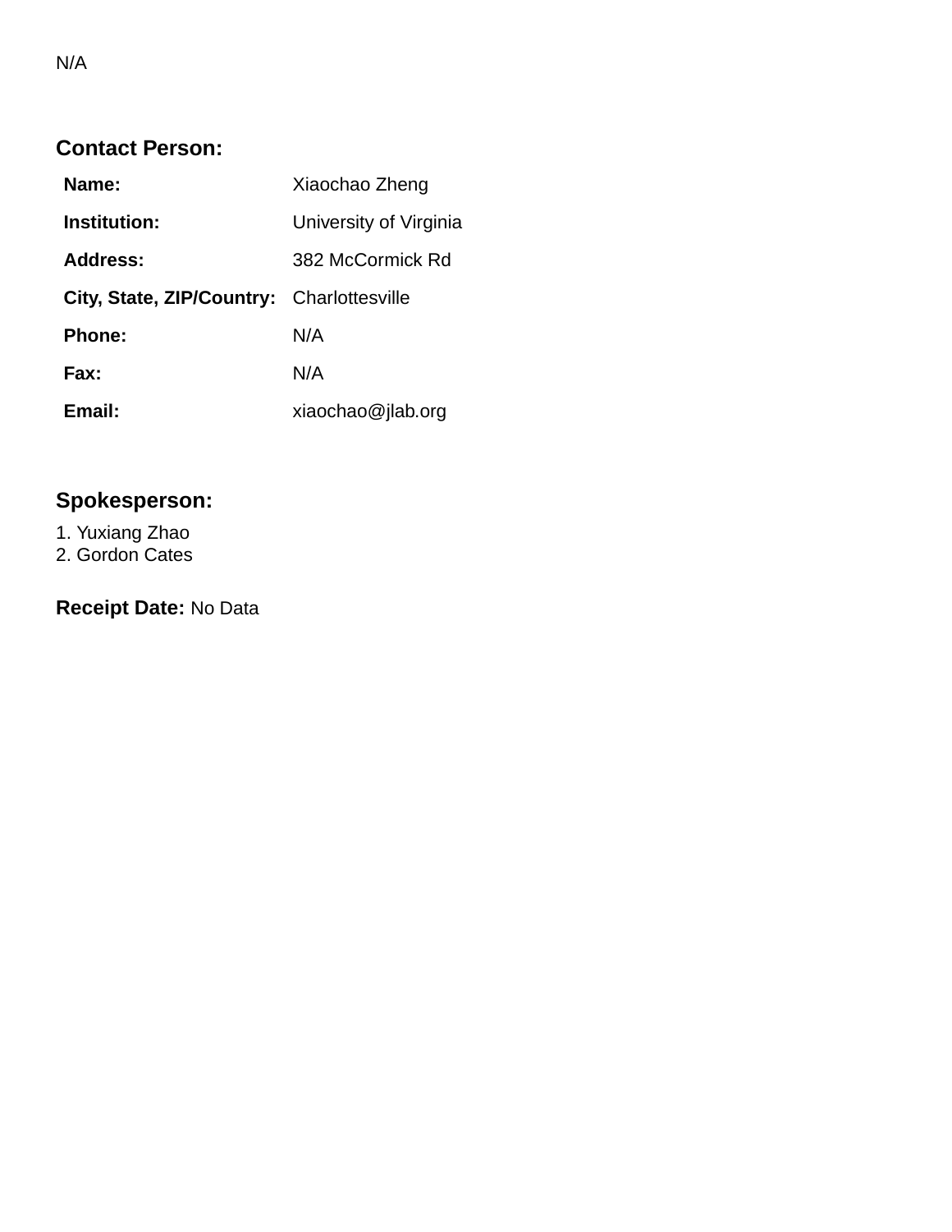N/A

## Contact Person:

| | |
|---|---|
| **Name:** | Xiaochao Zheng |
| **Institution:** | University of Virginia |
| **Address:** | 382 McCormick Rd |
| **City, State, ZIP/Country:** | Charlottesville |
| **Phone:** | N/A |
| **Fax:** | N/A |
| **Email:** | xiaochao@jlab.org |

## Spokesperson:

1. Yuxiang Zhao
2. Gordon Cates

**Receipt Date:** No Data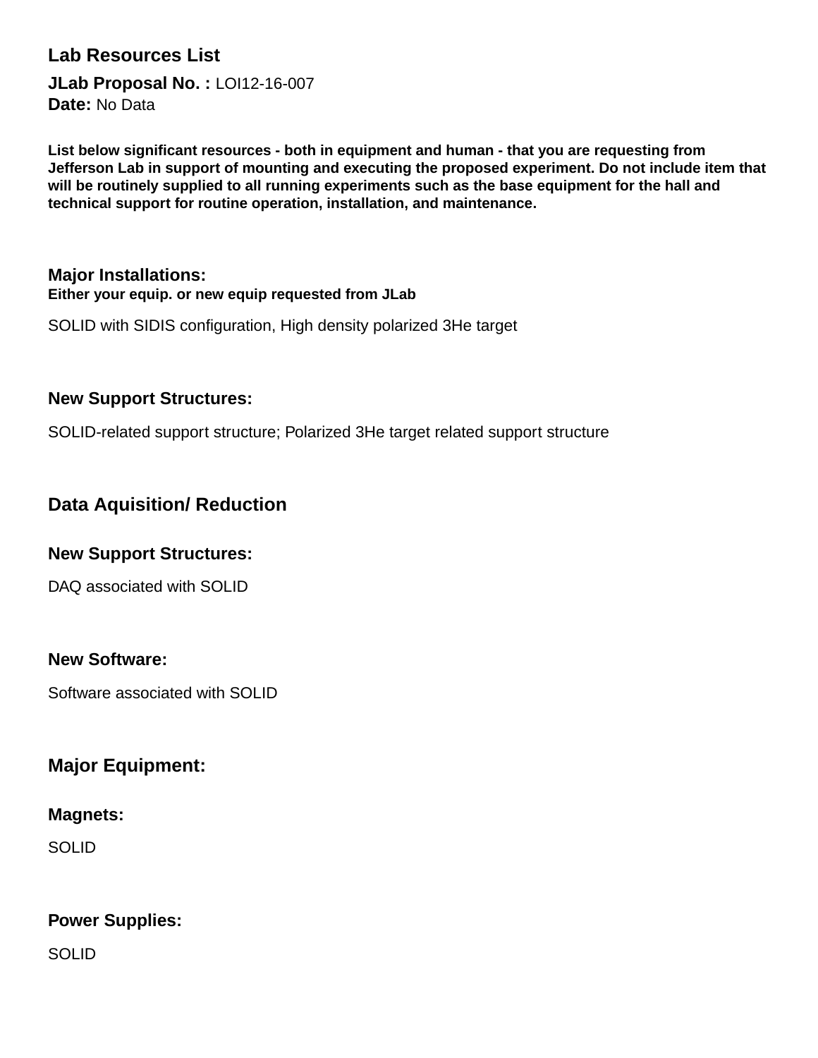# Lab Resources List

**JLab Proposal No. :** LOI12-16-007
**Date:** No Data

**List below significant resources - both in equipment and human - that you are requesting from Jefferson Lab in support of mounting and executing the proposed experiment. Do not include item that will be routinely supplied to all running experiments such as the base equipment for the hall and technical support for routine operation, installation, and maintenance.**

### Major Installations:

**Either your equip. or new equip requested from JLab**

SOLID with SIDIS configuration, High density polarized 3He target

### New Support Structures:

SOLID-related support structure; Polarized 3He target related support structure

## Data Aquisition/ Reduction

### New Support Structures:

DAQ associated with SOLID

### New Software:

Software associated with SOLID

## Major Equipment:

### Magnets:

SOLID

### Power Supplies:

SOLID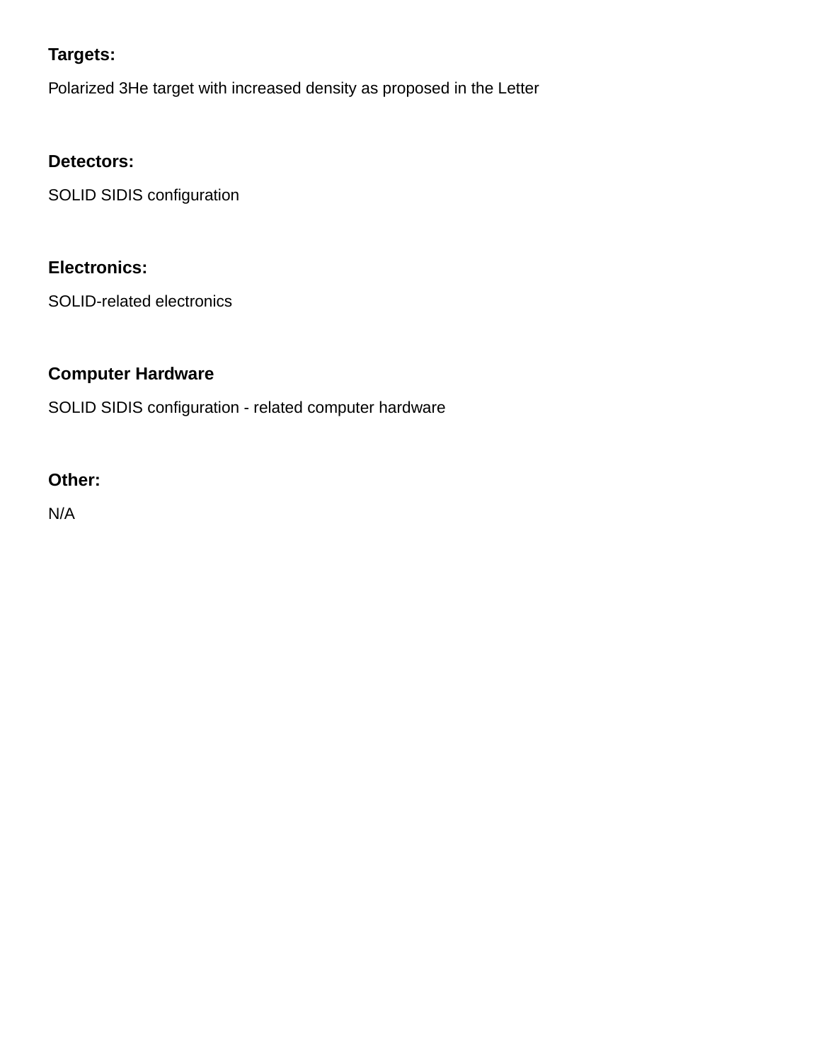**Targets:**

Polarized 3He target with increased density as proposed in the Letter

**Detectors:**

SOLID SIDIS configuration

**Electronics:**

SOLID-related electronics

**Computer Hardware**

SOLID SIDIS configuration - related computer hardware

**Other:**

N/A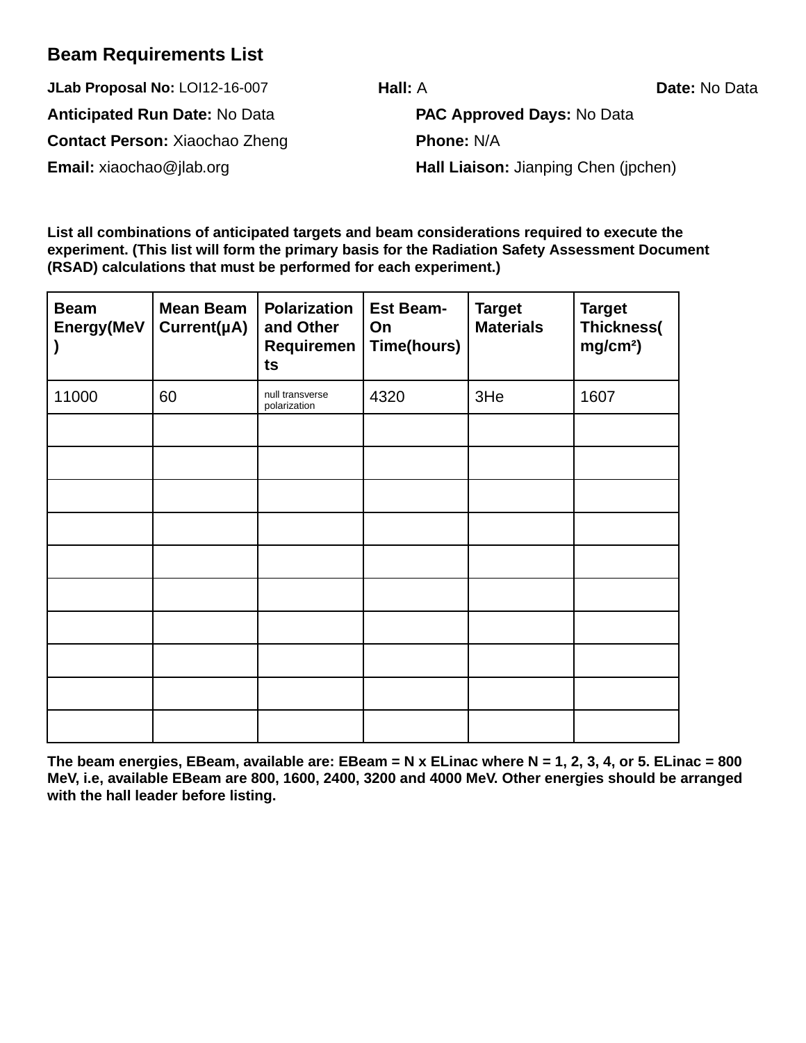## Beam Requirements List

**JLab Proposal No:** LOI12-16-007 **Hall:** A **Date:** No Data

**Anticipated Run Date:** No Data **PAC Approved Days:** No Data

**Contact Person:** Xiaochao Zheng **Phone:** N/A

**Email:** xiaochao@jlab.org **Hall Liaison:** Jianping Chen (jpchen)

**List all combinations of anticipated targets and beam considerations required to execute the experiment. (This list will form the primary basis for the Radiation Safety Assessment Document (RSAD) calculations that must be performed for each experiment.)**

| Beam Energy(MeV) | Mean Beam Current(μA) | Polarization and Other Requirements | Est Beam-On Time(hours) | Target Materials | Target Thickness(mg/cm²) |
|---|---|---|---|---|---|
| 11000 | 60 | null transverse polarization | 4320 | 3He | 1607 |
| | | | | | |
| | | | | | |
| | | | | | |
| | | | | | |
| | | | | | |
| | | | | | |
| | | | | | |
| | | | | | |
| | | | | | |
| | | | | | |

**The beam energies, EBeam, available are: EBeam = N x ELinac where N = 1, 2, 3, 4, or 5. ELinac = 800 MeV, i.e, available EBeam are 800, 1600, 2400, 3200 and 4000 MeV. Other energies should be arranged with the hall leader before listing.**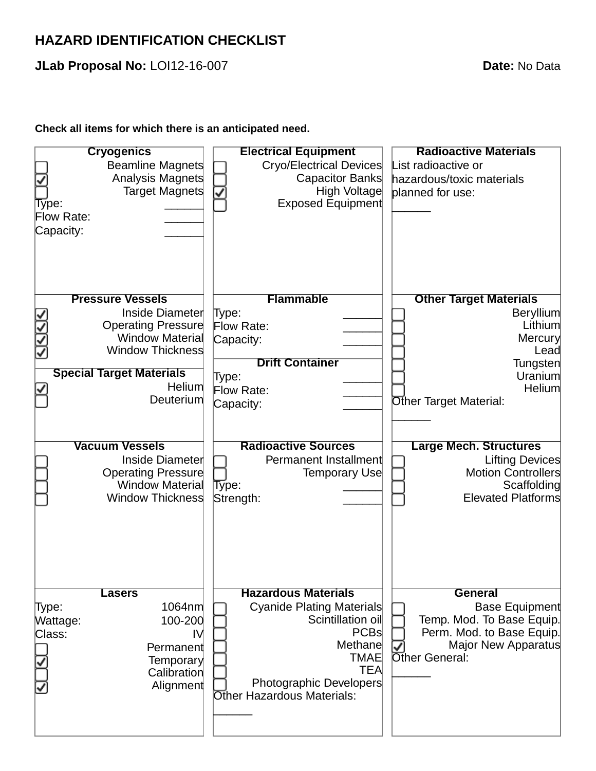## HAZARD IDENTIFICATION CHECKLIST

**JLab Proposal No:** LOI12-16-007 **Date:** No Data

**Check all items for which there is an anticipated need.**

### Cryogenics
- [ ] Beamline Magnets
- [x] Analysis Magnets
- [ ] Target Magnets

Type: ______
Flow Rate: ______
Capacity: ______

### Electrical Equipment
- [ ] Cryo/Electrical Devices
- [ ] Capacitor Banks
- [x] High Voltage
- [ ] Exposed Equipment

### Radioactive Materials
List radioactive or hazardous/toxic materials planned for use:
______

### Pressure Vessels
- [x] Inside Diameter
- [x] Operating Pressure
- [x] Window Material
- [x] Window Thickness

### Special Target Materials
- [x] Helium
- [ ] Deuterium

### Flammable
Type: ______
Flow Rate: ______
Capacity: ______

### Drift Container
Type: ______
Flow Rate: ______
Capacity: ______

### Other Target Materials
- [ ] Beryllium
- [ ] Lithium
- [ ] Mercury
- [ ] Lead
- [ ] Tungsten
- [ ] Uranium
- [ ] Helium

Other Target Material:
______

### Vacuum Vessels
- [ ] Inside Diameter
- [ ] Operating Pressure
- [ ] Window Material
- [ ] Window Thickness

### Radioactive Sources
- [ ] Permanent Installment
- [ ] Temporary Use

Type: ______
Strength: ______

### Large Mech. Structures
- [ ] Lifting Devices
- [ ] Motion Controllers
- [ ] Scaffolding
- [ ] Elevated Platforms

### Lasers
Type: 1064nm
Wattage: 100-200
Class: IV

- [ ] Permanent
- [x] Temporary
- [ ] Calibration
- [x] Alignment

### Hazardous Materials
- [ ] Cyanide Plating Materials
- [ ] Scintillation oil
- [ ] PCBs
- [ ] Methane
- [ ] TMAE
- [ ] TEA
- [ ] Photographic Developers

Other Hazardous Materials:
______

### General
- [ ] Base Equipment
- [ ] Temp. Mod. To Base Equip.
- [ ] Perm. Mod. to Base Equip.
- [x] Major New Apparatus

Other General:
______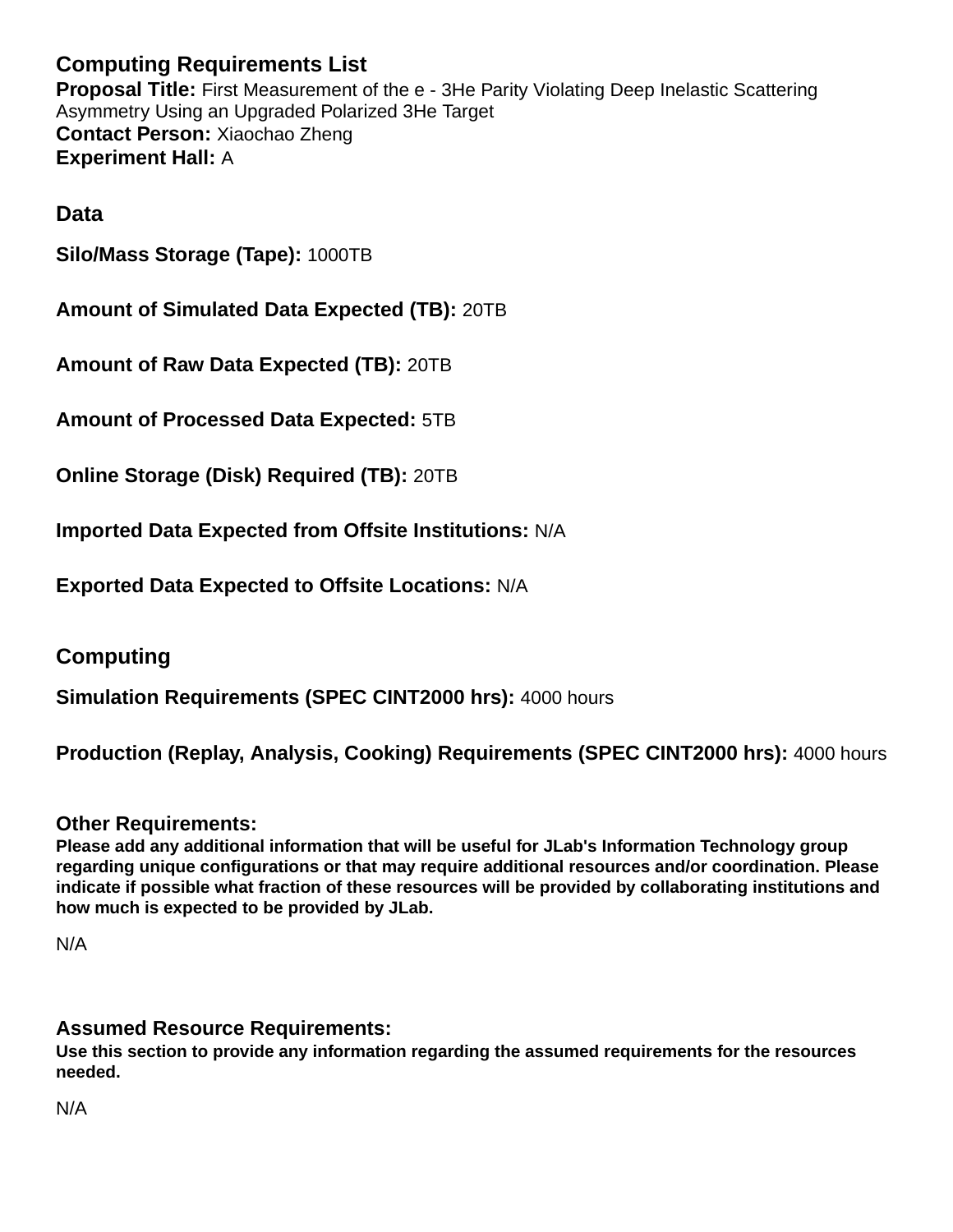# Computing Requirements List

**Proposal Title:** First Measurement of the e - 3He Parity Violating Deep Inelastic Scattering Asymmetry Using an Upgraded Polarized 3He Target
**Contact Person:** Xiaochao Zheng
**Experiment Hall:** A

## Data

**Silo/Mass Storage (Tape):** 1000TB

**Amount of Simulated Data Expected (TB):** 20TB

**Amount of Raw Data Expected (TB):** 20TB

**Amount of Processed Data Expected:** 5TB

**Online Storage (Disk) Required (TB):** 20TB

**Imported Data Expected from Offsite Institutions:** N/A

**Exported Data Expected to Offsite Locations:** N/A

## Computing

**Simulation Requirements (SPEC CINT2000 hrs):** 4000 hours

**Production (Replay, Analysis, Cooking) Requirements (SPEC CINT2000 hrs):** 4000 hours

### Other Requirements:

**Please add any additional information that will be useful for JLab's Information Technology group regarding unique configurations or that may require additional resources and/or coordination. Please indicate if possible what fraction of these resources will be provided by collaborating institutions and how much is expected to be provided by JLab.**

N/A

### Assumed Resource Requirements:

**Use this section to provide any information regarding the assumed requirements for the resources needed.**

N/A